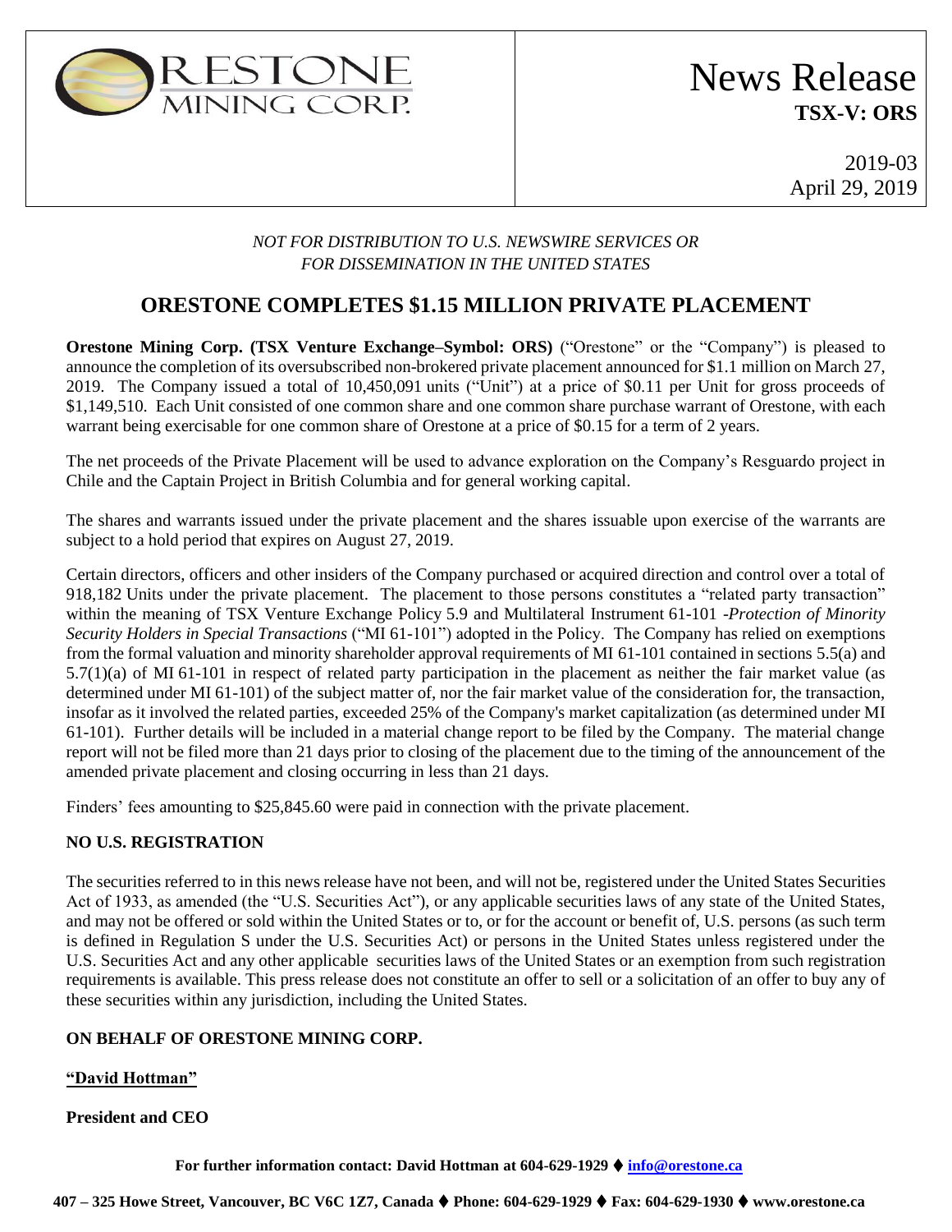ORESTONE MINING CORP.

# News Release
**TSX-V: ORS**

2019-03
April 29, 2019

*NOT FOR DISTRIBUTION TO U.S. NEWSWIRE SERVICES OR FOR DISSEMINATION IN THE UNITED STATES*

## ORESTONE COMPLETES $1.15 MILLION PRIVATE PLACEMENT

**Orestone Mining Corp. (TSX Venture Exchange–Symbol: ORS)** ("Orestone" or the "Company") is pleased to announce the completion of its oversubscribed non-brokered private placement announced for $1.1 million on March 27, 2019. The Company issued a total of 10,450,091 units ("Unit") at a price of $0.11 per Unit for gross proceeds of $1,149,510. Each Unit consisted of one common share and one common share purchase warrant of Orestone, with each warrant being exercisable for one common share of Orestone at a price of $0.15 for a term of 2 years.

The net proceeds of the Private Placement will be used to advance exploration on the Company's Resguardo project in Chile and the Captain Project in British Columbia and for general working capital.

The shares and warrants issued under the private placement and the shares issuable upon exercise of the warrants are subject to a hold period that expires on August 27, 2019.

Certain directors, officers and other insiders of the Company purchased or acquired direction and control over a total of 918,182 Units under the private placement. The placement to those persons constitutes a "related party transaction" within the meaning of TSX Venture Exchange Policy 5.9 and Multilateral Instrument 61-101 -*Protection of Minority Security Holders in Special Transactions* ("MI 61-101") adopted in the Policy. The Company has relied on exemptions from the formal valuation and minority shareholder approval requirements of MI 61-101 contained in sections 5.5(a) and 5.7(1)(a) of MI 61-101 in respect of related party participation in the placement as neither the fair market value (as determined under MI 61-101) of the subject matter of, nor the fair market value of the consideration for, the transaction, insofar as it involved the related parties, exceeded 25% of the Company's market capitalization (as determined under MI 61-101). Further details will be included in a material change report to be filed by the Company. The material change report will not be filed more than 21 days prior to closing of the placement due to the timing of the announcement of the amended private placement and closing occurring in less than 21 days.

Finders' fees amounting to $25,845.60 were paid in connection with the private placement.

**NO U.S. REGISTRATION**

The securities referred to in this news release have not been, and will not be, registered under the United States Securities Act of 1933, as amended (the "U.S. Securities Act"), or any applicable securities laws of any state of the United States, and may not be offered or sold within the United States or to, or for the account or benefit of, U.S. persons (as such term is defined in Regulation S under the U.S. Securities Act) or persons in the United States unless registered under the U.S. Securities Act and any other applicable securities laws of the United States or an exemption from such registration requirements is available. This press release does not constitute an offer to sell or a solicitation of an offer to buy any of these securities within any jurisdiction, including the United States.

**ON BEHALF OF ORESTONE MINING CORP.**

**"David Hottman"**

**President and CEO**

**For further information contact: David Hottman at 604-629-1929 ♦ info@orestone.ca**

**407 – 325 Howe Street, Vancouver, BC V6C 1Z7, Canada ♦ Phone: 604-629-1929 ♦ Fax: 604-629-1930 ♦ www.orestone.ca**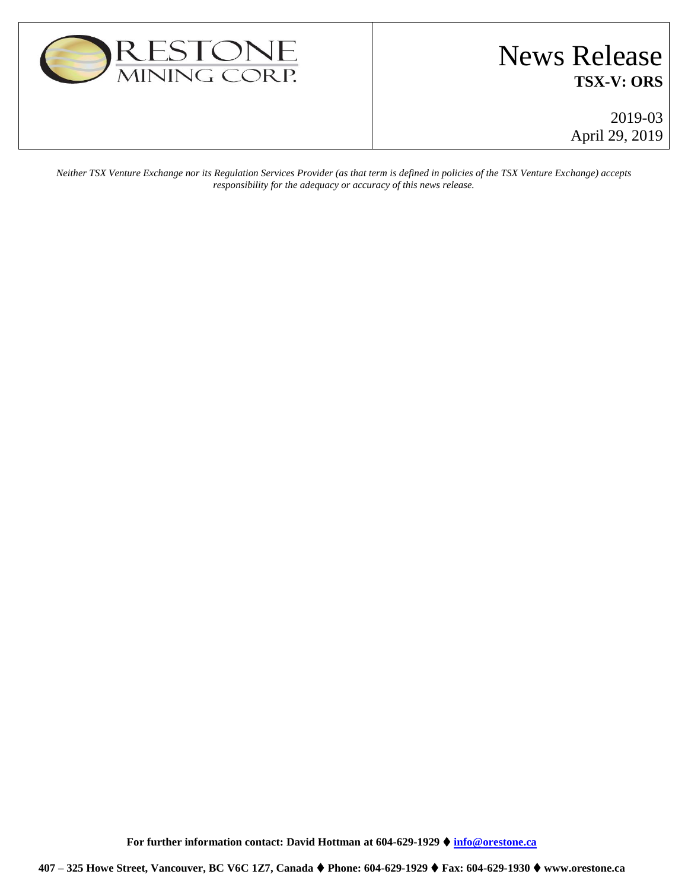ORESTONE MINING CORP.

# News Release

**TSX-V: ORS**

2019-03
April 29, 2019

*Neither TSX Venture Exchange nor its Regulation Services Provider (as that term is defined in policies of the TSX Venture Exchange) accepts responsibility for the adequacy or accuracy of this news release.*

**For further information contact: David Hottman at 604-629-1929 ⧫ info@orestone.ca**

**407 – 325 Howe Street, Vancouver, BC V6C 1Z7, Canada ⧫ Phone: 604-629-1929 ⧫ Fax: 604-629-1930 ⧫ www.orestone.ca**